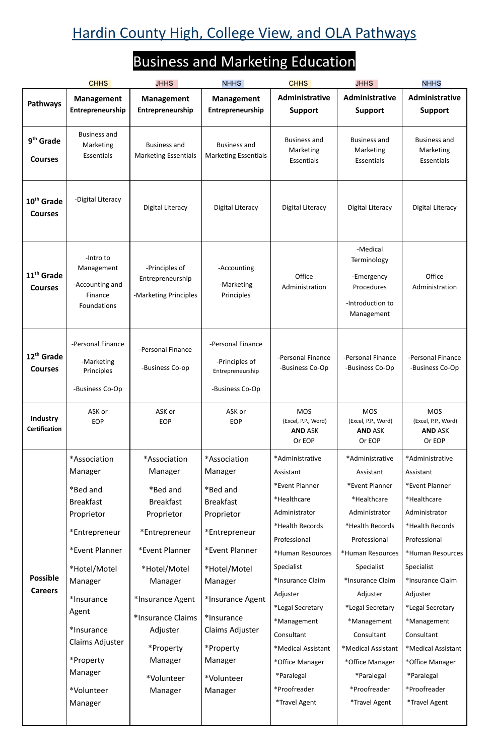# Hardin County High, College View, and OLA Pathways

## Business and Marketing Education

| | CHHS | JHHS | NHHS | CHHS | JHHS | NHHS |
|---|---|---|---|---|---|---|
| **Pathways** | **Management Entrepreneurship** | **Management Entrepreneurship** | **Management Entrepreneurship** | **Administrative Support** | **Administrative Support** | **Administrative Support** |
| **9th Grade Courses** | Business and Marketing Essentials | Business and Marketing Essentials | Business and Marketing Essentials | Business and Marketing Essentials | Business and Marketing Essentials | Business and Marketing Essentials |
| **10th Grade Courses** | -Digital Literacy | Digital Literacy | Digital Literacy | Digital Literacy | Digital Literacy | Digital Literacy |
| **11th Grade Courses** | -Intro to Management<br>-Accounting and Finance Foundations | -Principles of Entrepreneurship<br>-Marketing Principles | -Accounting<br>-Marketing Principles | Office Administration | -Medical Terminology<br>-Emergency Procedures<br>-Introduction to Management | Office Administration |
| **12th Grade Courses** | -Personal Finance<br>-Marketing Principles<br>-Business Co-Op | -Personal Finance<br>-Business Co-op | -Personal Finance<br>-Principles of Entrepreneurship<br>-Business Co-Op | -Personal Finance<br>-Business Co-Op | -Personal Finance<br>-Business Co-Op | -Personal Finance<br>-Business Co-Op |
| **Industry Certification** | ASK or EOP | ASK or EOP | ASK or EOP | MOS (Excel, P.P., Word) **AND** ASK Or EOP | MOS (Excel, P.P., Word) **AND** ASK Or EOP | MOS (Excel, P.P., Word) **AND** ASK Or EOP |
| **Possible Careers** | *Association Manager<br>*Bed and Breakfast Proprietor<br>*Entrepreneur<br>*Event Planner<br>*Hotel/Motel Manager<br>*Insurance Agent<br>*Insurance Claims Adjuster<br>*Property Manager<br>*Volunteer Manager | *Association Manager<br>*Bed and Breakfast Proprietor<br>*Entrepreneur<br>*Event Planner<br>*Hotel/Motel Manager<br>*Insurance Agent<br>*Insurance Claims Adjuster<br>*Property Manager<br>*Volunteer Manager | *Association Manager<br>*Bed and Breakfast Proprietor<br>*Entrepreneur<br>*Event Planner<br>*Hotel/Motel Manager<br>*Insurance Agent<br>*Insurance Claims Adjuster<br>*Property Manager<br>*Volunteer Manager | *Administrative Assistant<br>*Event Planner<br>*Healthcare Administrator<br>*Health Records Professional<br>*Human Resources Specialist<br>*Insurance Claim Adjuster<br>*Legal Secretary<br>*Management Consultant<br>*Medical Assistant<br>*Office Manager<br>*Paralegal<br>*Proofreader<br>*Travel Agent | *Administrative Assistant<br>*Event Planner<br>*Healthcare Administrator<br>*Health Records Professional<br>*Human Resources Specialist<br>*Insurance Claim Adjuster<br>*Legal Secretary<br>*Management Consultant<br>*Medical Assistant<br>*Office Manager<br>*Paralegal<br>*Proofreader<br>*Travel Agent | *Administrative Assistant<br>*Event Planner<br>*Healthcare Administrator<br>*Health Records Professional<br>*Human Resources Specialist<br>*Insurance Claim Adjuster<br>*Legal Secretary<br>*Management Consultant<br>*Medical Assistant<br>*Office Manager<br>*Paralegal<br>*Proofreader<br>*Travel Agent |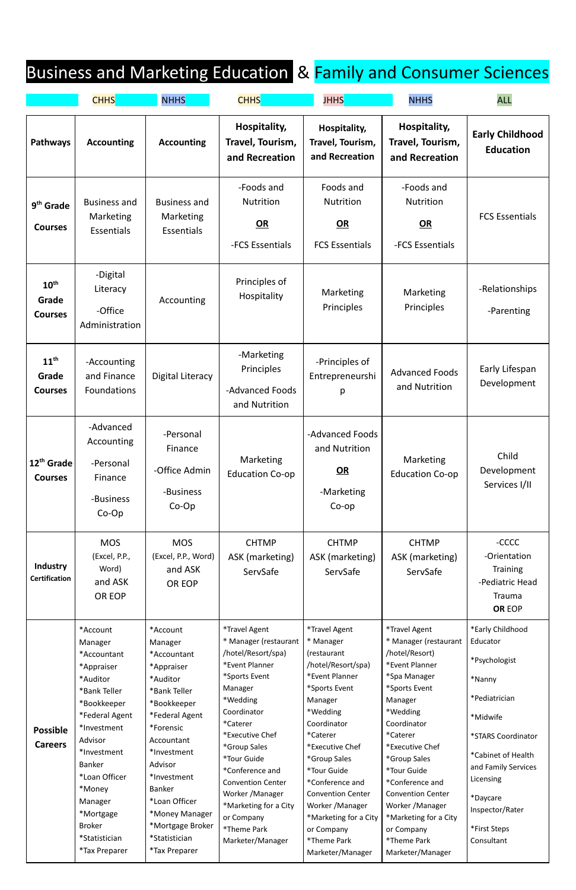# Business and Marketing Education & Family and Consumer Sciences

| | CHHS | NHHS | CHHS | JHHS | NHHS | ALL |
|---|---|---|---|---|---|---|
| **Pathways** | **Accounting** | **Accounting** | **Hospitality, Travel, Tourism, and Recreation** | **Hospitality, Travel, Tourism, and Recreation** | **Hospitality, Travel, Tourism, and Recreation** | **Early Childhood Education** |
| **9th Grade Courses** | Business and Marketing Essentials | Business and Marketing Essentials | -Foods and Nutrition **OR** -FCS Essentials | Foods and Nutrition **OR** FCS Essentials | -Foods and Nutrition **OR** -FCS Essentials | FCS Essentials |
| **10th Grade Courses** | -Digital Literacy -Office Administration | Accounting | Principles of Hospitality | Marketing Principles | Marketing Principles | -Relationships -Parenting |
| **11th Grade Courses** | -Accounting and Finance Foundations | Digital Literacy | -Marketing Principles -Advanced Foods and Nutrition | -Principles of Entrepreneurship | Advanced Foods and Nutrition | Early Lifespan Development |
| **12th Grade Courses** | -Advanced Accounting -Personal Finance -Business Co-Op | -Personal Finance -Office Admin -Business Co-Op | Marketing Education Co-op | -Advanced Foods and Nutrition **OR** -Marketing Co-op | Marketing Education Co-op | Child Development Services I/II |
| **Industry Certification** | MOS (Excel, P.P., Word) and ASK OR EOP | MOS (Excel, P.P., Word) and ASK OR EOP | CHTMP ASK (marketing) ServSafe | CHTMP ASK (marketing) ServSafe | CHTMP ASK (marketing) ServSafe | -CCCC -Orientation Training -Pediatric Head Trauma **OR** EOP |
| **Possible Careers** | *Account Manager *Accountant *Appraiser *Auditor *Bank Teller *Bookkeeper *Federal Agent *Investment Advisor *Investment Banker *Loan Officer *Money Manager *Mortgage Broker *Statistician *Tax Preparer | *Account Manager *Accountant *Appraiser *Auditor *Bank Teller *Bookkeeper *Federal Agent *Forensic Accountant *Investment Advisor *Investment Banker *Loan Officer *Money Manager *Mortgage Broker *Statistician *Tax Preparer | *Travel Agent * Manager (restaurant /hotel/Resort/spa) *Event Planner *Sports Event Manager *Wedding Coordinator *Caterer *Executive Chef *Group Sales *Tour Guide *Conference and Convention Center Worker /Manager *Marketing for a City or Company *Theme Park Marketer/Manager | *Travel Agent * Manager (restaurant /hotel/Resort/spa) *Event Planner *Sports Event Manager *Wedding Coordinator *Caterer *Executive Chef *Group Sales *Tour Guide *Conference and Convention Center Worker /Manager *Marketing for a City or Company *Theme Park Marketer/Manager | *Travel Agent * Manager (restaurant /hotel/Resort) *Event Planner *Spa Manager *Sports Event Manager *Wedding Coordinator *Caterer *Executive Chef *Group Sales *Tour Guide *Conference and Convention Center Worker /Manager *Marketing for a City or Company *Theme Park Marketer/Manager | *Early Childhood Educator *Psychologist *Nanny *Pediatrician *Midwife *STARS Coordinator *Cabinet of Health and Family Services Licensing *Daycare Inspector/Rater *First Steps Consultant |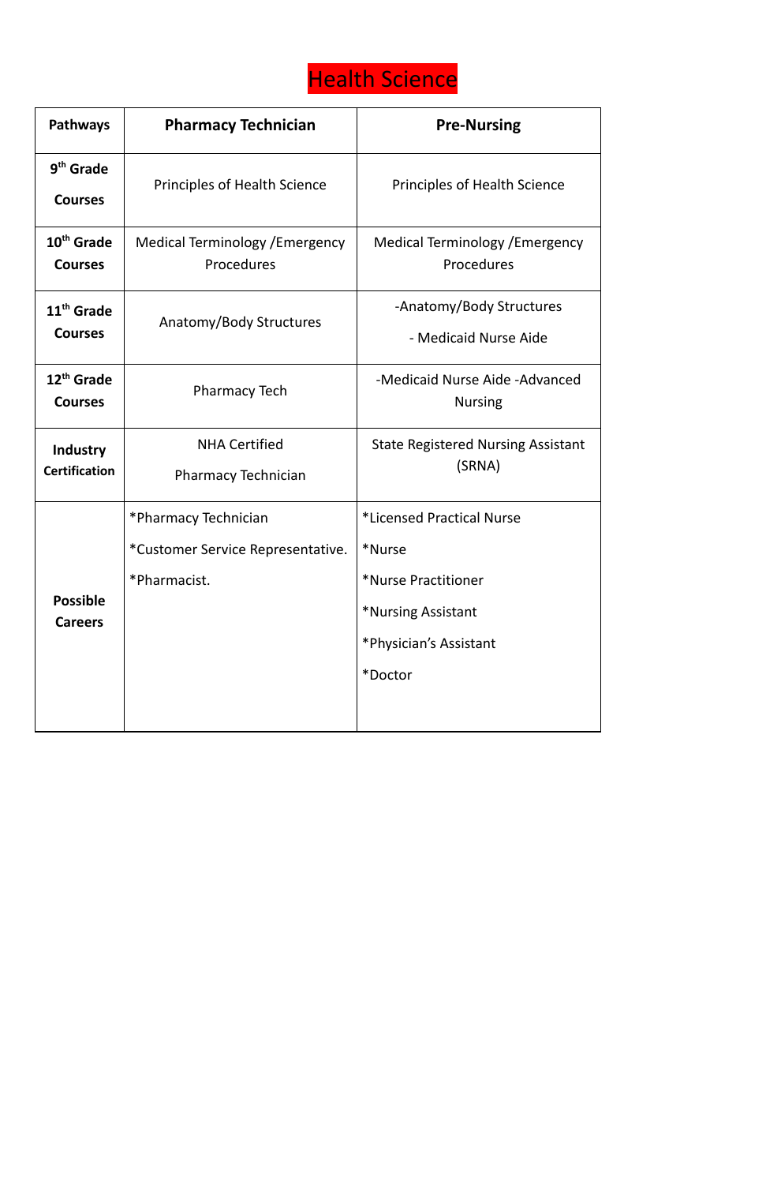# Health Science

| Pathways | Pharmacy Technician | Pre-Nursing |
|---|---|---|
| 9th Grade Courses | Principles of Health Science | Principles of Health Science |
| 10th Grade Courses | Medical Terminology /Emergency Procedures | Medical Terminology /Emergency Procedures |
| 11th Grade Courses | Anatomy/Body Structures | -Anatomy/Body Structures<br>- Medicaid Nurse Aide |
| 12th Grade Courses | Pharmacy Tech | -Medicaid Nurse Aide -Advanced Nursing |
| Industry Certification | NHA Certified<br>Pharmacy Technician | State Registered Nursing Assistant (SRNA) |
| Possible Careers | *Pharmacy Technician<br>*Customer Service Representative.<br>*Pharmacist. | *Licensed Practical Nurse<br>*Nurse<br>*Nurse Practitioner<br>*Nursing Assistant<br>*Physician's Assistant<br>*Doctor |